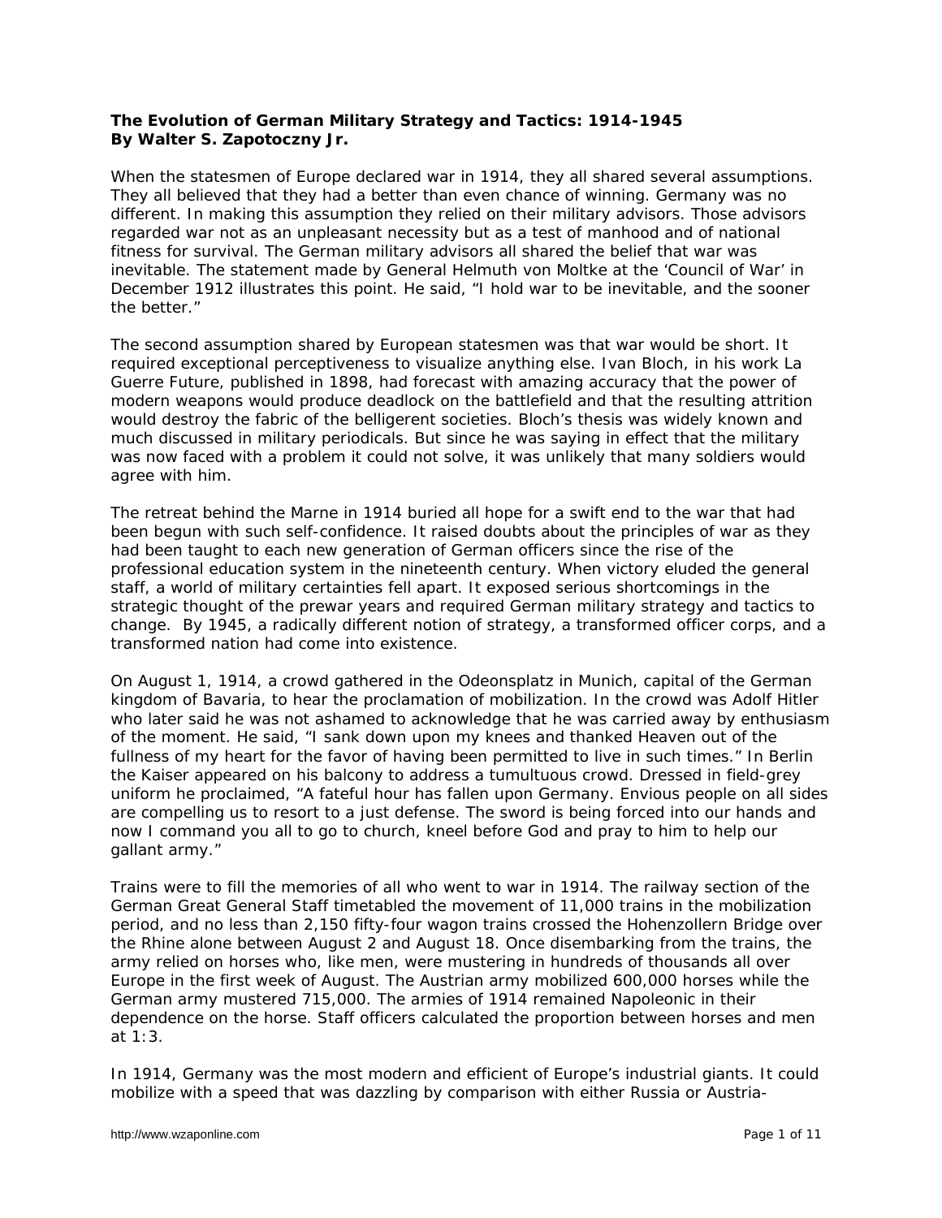**The Evolution of German Military Strategy and Tactics: 1914-1945**
**By Walter S. Zapotoczny Jr.**

When the statesmen of Europe declared war in 1914, they all shared several assumptions. They all believed that they had a better than even chance of winning. Germany was no different. In making this assumption they relied on their military advisors. Those advisors regarded war not as an unpleasant necessity but as a test of manhood and of national fitness for survival. The German military advisors all shared the belief that war was inevitable. The statement made by General Helmuth von Moltke at the 'Council of War' in December 1912 illustrates this point. He said, "I hold war to be inevitable, and the sooner the better."

The second assumption shared by European statesmen was that war would be short. It required exceptional perceptiveness to visualize anything else. Ivan Bloch, in his work La Guerre Future, published in 1898, had forecast with amazing accuracy that the power of modern weapons would produce deadlock on the battlefield and that the resulting attrition would destroy the fabric of the belligerent societies. Bloch's thesis was widely known and much discussed in military periodicals. But since he was saying in effect that the military was now faced with a problem it could not solve, it was unlikely that many soldiers would agree with him.

The retreat behind the Marne in 1914 buried all hope for a swift end to the war that had been begun with such self-confidence. It raised doubts about the principles of war as they had been taught to each new generation of German officers since the rise of the professional education system in the nineteenth century. When victory eluded the general staff, a world of military certainties fell apart. It exposed serious shortcomings in the strategic thought of the prewar years and required German military strategy and tactics to change. By 1945, a radically different notion of strategy, a transformed officer corps, and a transformed nation had come into existence.

On August 1, 1914, a crowd gathered in the Odeonsplatz in Munich, capital of the German kingdom of Bavaria, to hear the proclamation of mobilization. In the crowd was Adolf Hitler who later said he was not ashamed to acknowledge that he was carried away by enthusiasm of the moment. He said, "I sank down upon my knees and thanked Heaven out of the fullness of my heart for the favor of having been permitted to live in such times." In Berlin the Kaiser appeared on his balcony to address a tumultuous crowd. Dressed in field-grey uniform he proclaimed, "A fateful hour has fallen upon Germany. Envious people on all sides are compelling us to resort to a just defense. The sword is being forced into our hands and now I command you all to go to church, kneel before God and pray to him to help our gallant army."

Trains were to fill the memories of all who went to war in 1914. The railway section of the German Great General Staff timetabled the movement of 11,000 trains in the mobilization period, and no less than 2,150 fifty-four wagon trains crossed the Hohenzollern Bridge over the Rhine alone between August 2 and August 18. Once disembarking from the trains, the army relied on horses who, like men, were mustering in hundreds of thousands all over Europe in the first week of August. The Austrian army mobilized 600,000 horses while the German army mustered 715,000. The armies of 1914 remained Napoleonic in their dependence on the horse. Staff officers calculated the proportion between horses and men at 1:3.

In 1914, Germany was the most modern and efficient of Europe's industrial giants. It could mobilize with a speed that was dazzling by comparison with either Russia or Austria-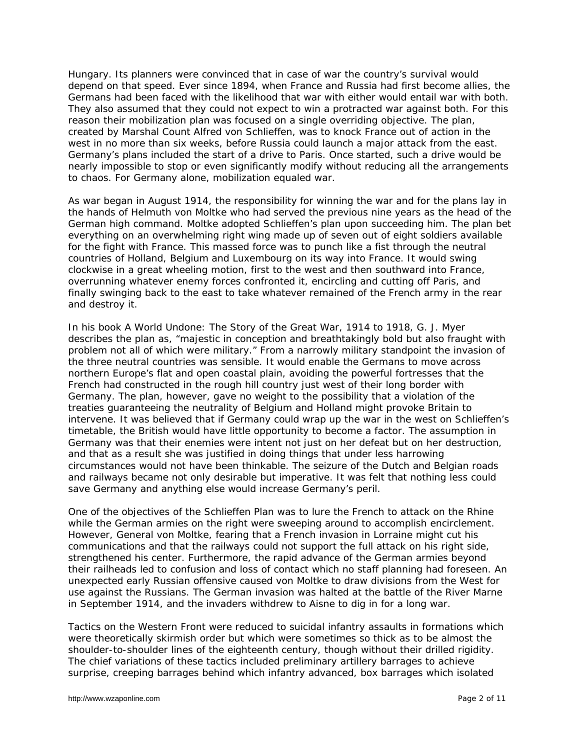Hungary. Its planners were convinced that in case of war the country's survival would depend on that speed. Ever since 1894, when France and Russia had first become allies, the Germans had been faced with the likelihood that war with either would entail war with both. They also assumed that they could not expect to win a protracted war against both. For this reason their mobilization plan was focused on a single overriding objective. The plan, created by Marshal Count Alfred von Schlieffen, was to knock France out of action in the west in no more than six weeks, before Russia could launch a major attack from the east. Germany's plans included the start of a drive to Paris. Once started, such a drive would be nearly impossible to stop or even significantly modify without reducing all the arrangements to chaos. For Germany alone, mobilization equaled war.

As war began in August 1914, the responsibility for winning the war and for the plans lay in the hands of Helmuth von Moltke who had served the previous nine years as the head of the German high command. Moltke adopted Schlieffen's plan upon succeeding him. The plan bet everything on an overwhelming right wing made up of seven out of eight soldiers available for the fight with France. This massed force was to punch like a fist through the neutral countries of Holland, Belgium and Luxembourg on its way into France. It would swing clockwise in a great wheeling motion, first to the west and then southward into France, overrunning whatever enemy forces confronted it, encircling and cutting off Paris, and finally swinging back to the east to take whatever remained of the French army in the rear and destroy it.

In his book A World Undone: The Story of the Great War, 1914 to 1918, G. J. Myer describes the plan as, "majestic in conception and breathtakingly bold but also fraught with problem not all of which were military." From a narrowly military standpoint the invasion of the three neutral countries was sensible. It would enable the Germans to move across northern Europe's flat and open coastal plain, avoiding the powerful fortresses that the French had constructed in the rough hill country just west of their long border with Germany. The plan, however, gave no weight to the possibility that a violation of the treaties guaranteeing the neutrality of Belgium and Holland might provoke Britain to intervene. It was believed that if Germany could wrap up the war in the west on Schlieffen's timetable, the British would have little opportunity to become a factor. The assumption in Germany was that their enemies were intent not just on her defeat but on her destruction, and that as a result she was justified in doing things that under less harrowing circumstances would not have been thinkable. The seizure of the Dutch and Belgian roads and railways became not only desirable but imperative. It was felt that nothing less could save Germany and anything else would increase Germany's peril.

One of the objectives of the Schlieffen Plan was to lure the French to attack on the Rhine while the German armies on the right were sweeping around to accomplish encirclement. However, General von Moltke, fearing that a French invasion in Lorraine might cut his communications and that the railways could not support the full attack on his right side, strengthened his center. Furthermore, the rapid advance of the German armies beyond their railheads led to confusion and loss of contact which no staff planning had foreseen. An unexpected early Russian offensive caused von Moltke to draw divisions from the West for use against the Russians. The German invasion was halted at the battle of the River Marne in September 1914, and the invaders withdrew to Aisne to dig in for a long war.

Tactics on the Western Front were reduced to suicidal infantry assaults in formations which were theoretically skirmish order but which were sometimes so thick as to be almost the shoulder-to-shoulder lines of the eighteenth century, though without their drilled rigidity. The chief variations of these tactics included preliminary artillery barrages to achieve surprise, creeping barrages behind which infantry advanced, box barrages which isolated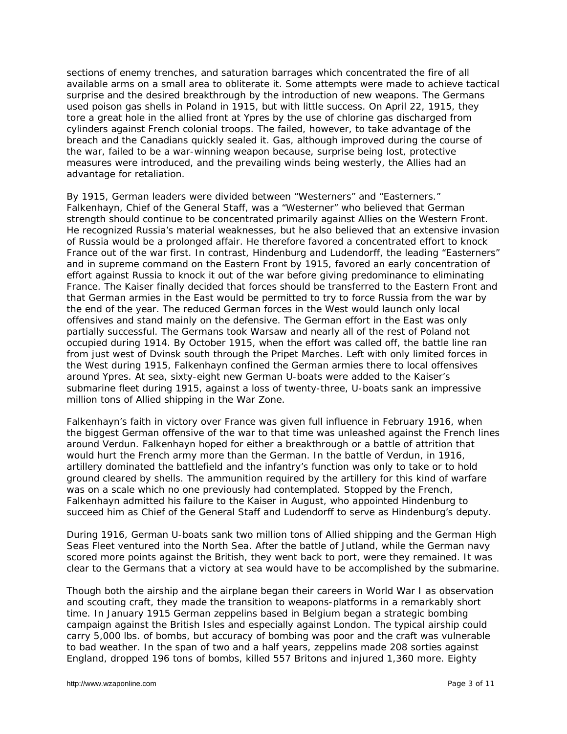sections of enemy trenches, and saturation barrages which concentrated the fire of all available arms on a small area to obliterate it. Some attempts were made to achieve tactical surprise and the desired breakthrough by the introduction of new weapons. The Germans used poison gas shells in Poland in 1915, but with little success. On April 22, 1915, they tore a great hole in the allied front at Ypres by the use of chlorine gas discharged from cylinders against French colonial troops. The failed, however, to take advantage of the breach and the Canadians quickly sealed it. Gas, although improved during the course of the war, failed to be a war-winning weapon because, surprise being lost, protective measures were introduced, and the prevailing winds being westerly, the Allies had an advantage for retaliation.

By 1915, German leaders were divided between "Westerners" and "Easterners." Falkenhayn, Chief of the General Staff, was a "Westerner" who believed that German strength should continue to be concentrated primarily against Allies on the Western Front. He recognized Russia's material weaknesses, but he also believed that an extensive invasion of Russia would be a prolonged affair. He therefore favored a concentrated effort to knock France out of the war first. In contrast, Hindenburg and Ludendorff, the leading "Easterners" and in supreme command on the Eastern Front by 1915, favored an early concentration of effort against Russia to knock it out of the war before giving predominance to eliminating France. The Kaiser finally decided that forces should be transferred to the Eastern Front and that German armies in the East would be permitted to try to force Russia from the war by the end of the year. The reduced German forces in the West would launch only local offensives and stand mainly on the defensive. The German effort in the East was only partially successful. The Germans took Warsaw and nearly all of the rest of Poland not occupied during 1914. By October 1915, when the effort was called off, the battle line ran from just west of Dvinsk south through the Pripet Marches. Left with only limited forces in the West during 1915, Falkenhayn confined the German armies there to local offensives around Ypres. At sea, sixty-eight new German U-boats were added to the Kaiser's submarine fleet during 1915, against a loss of twenty-three, U-boats sank an impressive million tons of Allied shipping in the War Zone.

Falkenhayn's faith in victory over France was given full influence in February 1916, when the biggest German offensive of the war to that time was unleashed against the French lines around Verdun. Falkenhayn hoped for either a breakthrough or a battle of attrition that would hurt the French army more than the German. In the battle of Verdun, in 1916, artillery dominated the battlefield and the infantry's function was only to take or to hold ground cleared by shells. The ammunition required by the artillery for this kind of warfare was on a scale which no one previously had contemplated. Stopped by the French, Falkenhayn admitted his failure to the Kaiser in August, who appointed Hindenburg to succeed him as Chief of the General Staff and Ludendorff to serve as Hindenburg's deputy.

During 1916, German U-boats sank two million tons of Allied shipping and the German High Seas Fleet ventured into the North Sea. After the battle of Jutland, while the German navy scored more points against the British, they went back to port, were they remained. It was clear to the Germans that a victory at sea would have to be accomplished by the submarine.

Though both the airship and the airplane began their careers in World War I as observation and scouting craft, they made the transition to weapons-platforms in a remarkably short time. In January 1915 German zeppelins based in Belgium began a strategic bombing campaign against the British Isles and especially against London. The typical airship could carry 5,000 lbs. of bombs, but accuracy of bombing was poor and the craft was vulnerable to bad weather. In the span of two and a half years, zeppelins made 208 sorties against England, dropped 196 tons of bombs, killed 557 Britons and injured 1,360 more. Eighty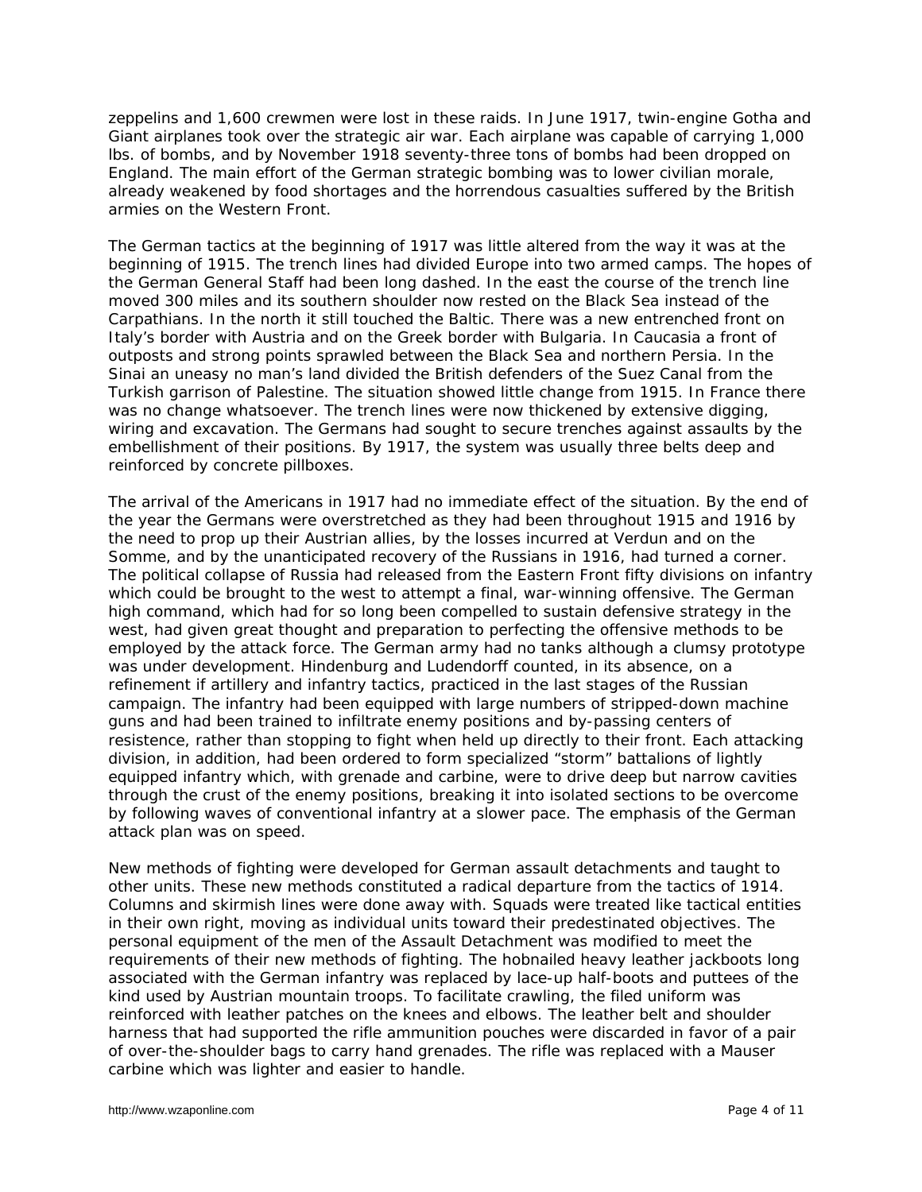zeppelins and 1,600 crewmen were lost in these raids. In June 1917, twin-engine Gotha and Giant airplanes took over the strategic air war. Each airplane was capable of carrying 1,000 lbs. of bombs, and by November 1918 seventy-three tons of bombs had been dropped on England. The main effort of the German strategic bombing was to lower civilian morale, already weakened by food shortages and the horrendous casualties suffered by the British armies on the Western Front.

The German tactics at the beginning of 1917 was little altered from the way it was at the beginning of 1915. The trench lines had divided Europe into two armed camps. The hopes of the German General Staff had been long dashed. In the east the course of the trench line moved 300 miles and its southern shoulder now rested on the Black Sea instead of the Carpathians. In the north it still touched the Baltic. There was a new entrenched front on Italy's border with Austria and on the Greek border with Bulgaria. In Caucasia a front of outposts and strong points sprawled between the Black Sea and northern Persia. In the Sinai an uneasy no man's land divided the British defenders of the Suez Canal from the Turkish garrison of Palestine. The situation showed little change from 1915. In France there was no change whatsoever. The trench lines were now thickened by extensive digging, wiring and excavation. The Germans had sought to secure trenches against assaults by the embellishment of their positions. By 1917, the system was usually three belts deep and reinforced by concrete pillboxes.

The arrival of the Americans in 1917 had no immediate effect of the situation. By the end of the year the Germans were overstretched as they had been throughout 1915 and 1916 by the need to prop up their Austrian allies, by the losses incurred at Verdun and on the Somme, and by the unanticipated recovery of the Russians in 1916, had turned a corner. The political collapse of Russia had released from the Eastern Front fifty divisions on infantry which could be brought to the west to attempt a final, war-winning offensive. The German high command, which had for so long been compelled to sustain defensive strategy in the west, had given great thought and preparation to perfecting the offensive methods to be employed by the attack force. The German army had no tanks although a clumsy prototype was under development. Hindenburg and Ludendorff counted, in its absence, on a refinement if artillery and infantry tactics, practiced in the last stages of the Russian campaign. The infantry had been equipped with large numbers of stripped-down machine guns and had been trained to infiltrate enemy positions and by-passing centers of resistence, rather than stopping to fight when held up directly to their front. Each attacking division, in addition, had been ordered to form specialized "storm" battalions of lightly equipped infantry which, with grenade and carbine, were to drive deep but narrow cavities through the crust of the enemy positions, breaking it into isolated sections to be overcome by following waves of conventional infantry at a slower pace. The emphasis of the German attack plan was on speed.

New methods of fighting were developed for German assault detachments and taught to other units. These new methods constituted a radical departure from the tactics of 1914. Columns and skirmish lines were done away with. Squads were treated like tactical entities in their own right, moving as individual units toward their predestinated objectives. The personal equipment of the men of the Assault Detachment was modified to meet the requirements of their new methods of fighting. The hobnailed heavy leather jackboots long associated with the German infantry was replaced by lace-up half-boots and puttees of the kind used by Austrian mountain troops. To facilitate crawling, the filed uniform was reinforced with leather patches on the knees and elbows. The leather belt and shoulder harness that had supported the rifle ammunition pouches were discarded in favor of a pair of over-the-shoulder bags to carry hand grenades. The rifle was replaced with a Mauser carbine which was lighter and easier to handle.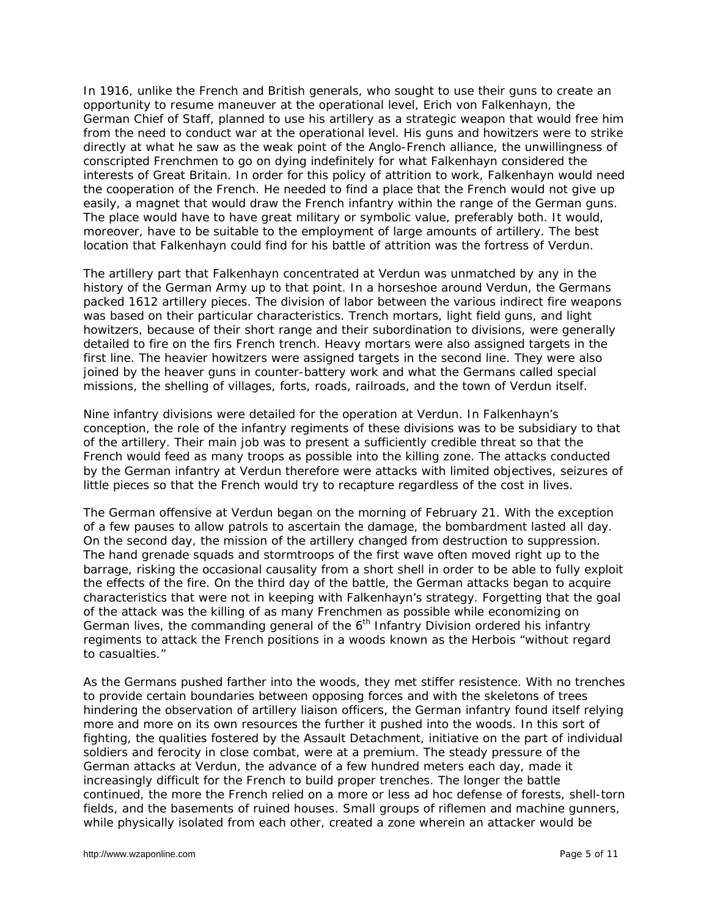In 1916, unlike the French and British generals, who sought to use their guns to create an opportunity to resume maneuver at the operational level, Erich von Falkenhayn, the German Chief of Staff, planned to use his artillery as a strategic weapon that would free him from the need to conduct war at the operational level. His guns and howitzers were to strike directly at what he saw as the weak point of the Anglo-French alliance, the unwillingness of conscripted Frenchmen to go on dying indefinitely for what Falkenhayn considered the interests of Great Britain. In order for this policy of attrition to work, Falkenhayn would need the cooperation of the French. He needed to find a place that the French would not give up easily, a magnet that would draw the French infantry within the range of the German guns. The place would have to have great military or symbolic value, preferably both. It would, moreover, have to be suitable to the employment of large amounts of artillery. The best location that Falkenhayn could find for his battle of attrition was the fortress of Verdun.

The artillery part that Falkenhayn concentrated at Verdun was unmatched by any in the history of the German Army up to that point. In a horseshoe around Verdun, the Germans packed 1612 artillery pieces. The division of labor between the various indirect fire weapons was based on their particular characteristics. Trench mortars, light field guns, and light howitzers, because of their short range and their subordination to divisions, were generally detailed to fire on the firs French trench. Heavy mortars were also assigned targets in the first line. The heavier howitzers were assigned targets in the second line. They were also joined by the heaver guns in counter-battery work and what the Germans called special missions, the shelling of villages, forts, roads, railroads, and the town of Verdun itself.

Nine infantry divisions were detailed for the operation at Verdun. In Falkenhayn's conception, the role of the infantry regiments of these divisions was to be subsidiary to that of the artillery. Their main job was to present a sufficiently credible threat so that the French would feed as many troops as possible into the killing zone. The attacks conducted by the German infantry at Verdun therefore were attacks with limited objectives, seizures of little pieces so that the French would try to recapture regardless of the cost in lives.

The German offensive at Verdun began on the morning of February 21. With the exception of a few pauses to allow patrols to ascertain the damage, the bombardment lasted all day. On the second day, the mission of the artillery changed from destruction to suppression. The hand grenade squads and stormtroops of the first wave often moved right up to the barrage, risking the occasional causality from a short shell in order to be able to fully exploit the effects of the fire. On the third day of the battle, the German attacks began to acquire characteristics that were not in keeping with Falkenhayn's strategy. Forgetting that the goal of the attack was the killing of as many Frenchmen as possible while economizing on German lives, the commanding general of the 6th Infantry Division ordered his infantry regiments to attack the French positions in a woods known as the Herbois "without regard to casualties."

As the Germans pushed farther into the woods, they met stiffer resistence. With no trenches to provide certain boundaries between opposing forces and with the skeletons of trees hindering the observation of artillery liaison officers, the German infantry found itself relying more and more on its own resources the further it pushed into the woods. In this sort of fighting, the qualities fostered by the Assault Detachment, initiative on the part of individual soldiers and ferocity in close combat, were at a premium. The steady pressure of the German attacks at Verdun, the advance of a few hundred meters each day, made it increasingly difficult for the French to build proper trenches. The longer the battle continued, the more the French relied on a more or less ad hoc defense of forests, shell-torn fields, and the basements of ruined houses. Small groups of riflemen and machine gunners, while physically isolated from each other, created a zone wherein an attacker would be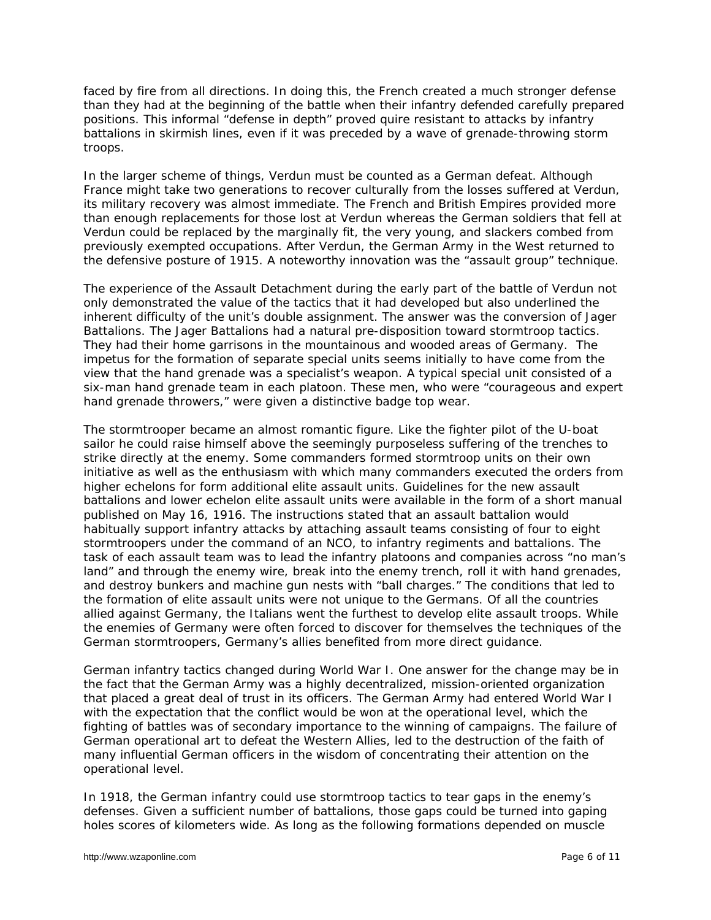faced by fire from all directions. In doing this, the French created a much stronger defense than they had at the beginning of the battle when their infantry defended carefully prepared positions. This informal "defense in depth" proved quire resistant to attacks by infantry battalions in skirmish lines, even if it was preceded by a wave of grenade-throwing storm troops.

In the larger scheme of things, Verdun must be counted as a German defeat. Although France might take two generations to recover culturally from the losses suffered at Verdun, its military recovery was almost immediate. The French and British Empires provided more than enough replacements for those lost at Verdun whereas the German soldiers that fell at Verdun could be replaced by the marginally fit, the very young, and slackers combed from previously exempted occupations. After Verdun, the German Army in the West returned to the defensive posture of 1915. A noteworthy innovation was the "assault group" technique.

The experience of the Assault Detachment during the early part of the battle of Verdun not only demonstrated the value of the tactics that it had developed but also underlined the inherent difficulty of the unit's double assignment. The answer was the conversion of Jager Battalions. The Jager Battalions had a natural pre-disposition toward stormtroop tactics. They had their home garrisons in the mountainous and wooded areas of Germany. The impetus for the formation of separate special units seems initially to have come from the view that the hand grenade was a specialist's weapon. A typical special unit consisted of a six-man hand grenade team in each platoon. These men, who were "courageous and expert hand grenade throwers," were given a distinctive badge top wear.

The stormtrooper became an almost romantic figure. Like the fighter pilot of the U-boat sailor he could raise himself above the seemingly purposeless suffering of the trenches to strike directly at the enemy. Some commanders formed stormtroop units on their own initiative as well as the enthusiasm with which many commanders executed the orders from higher echelons for form additional elite assault units. Guidelines for the new assault battalions and lower echelon elite assault units were available in the form of a short manual published on May 16, 1916. The instructions stated that an assault battalion would habitually support infantry attacks by attaching assault teams consisting of four to eight stormtroopers under the command of an NCO, to infantry regiments and battalions. The task of each assault team was to lead the infantry platoons and companies across "no man's land" and through the enemy wire, break into the enemy trench, roll it with hand grenades, and destroy bunkers and machine gun nests with "ball charges." The conditions that led to the formation of elite assault units were not unique to the Germans. Of all the countries allied against Germany, the Italians went the furthest to develop elite assault troops. While the enemies of Germany were often forced to discover for themselves the techniques of the German stormtroopers, Germany's allies benefited from more direct guidance.

German infantry tactics changed during World War I. One answer for the change may be in the fact that the German Army was a highly decentralized, mission-oriented organization that placed a great deal of trust in its officers. The German Army had entered World War I with the expectation that the conflict would be won at the operational level, which the fighting of battles was of secondary importance to the winning of campaigns. The failure of German operational art to defeat the Western Allies, led to the destruction of the faith of many influential German officers in the wisdom of concentrating their attention on the operational level.

In 1918, the German infantry could use stormtroop tactics to tear gaps in the enemy's defenses. Given a sufficient number of battalions, those gaps could be turned into gaping holes scores of kilometers wide. As long as the following formations depended on muscle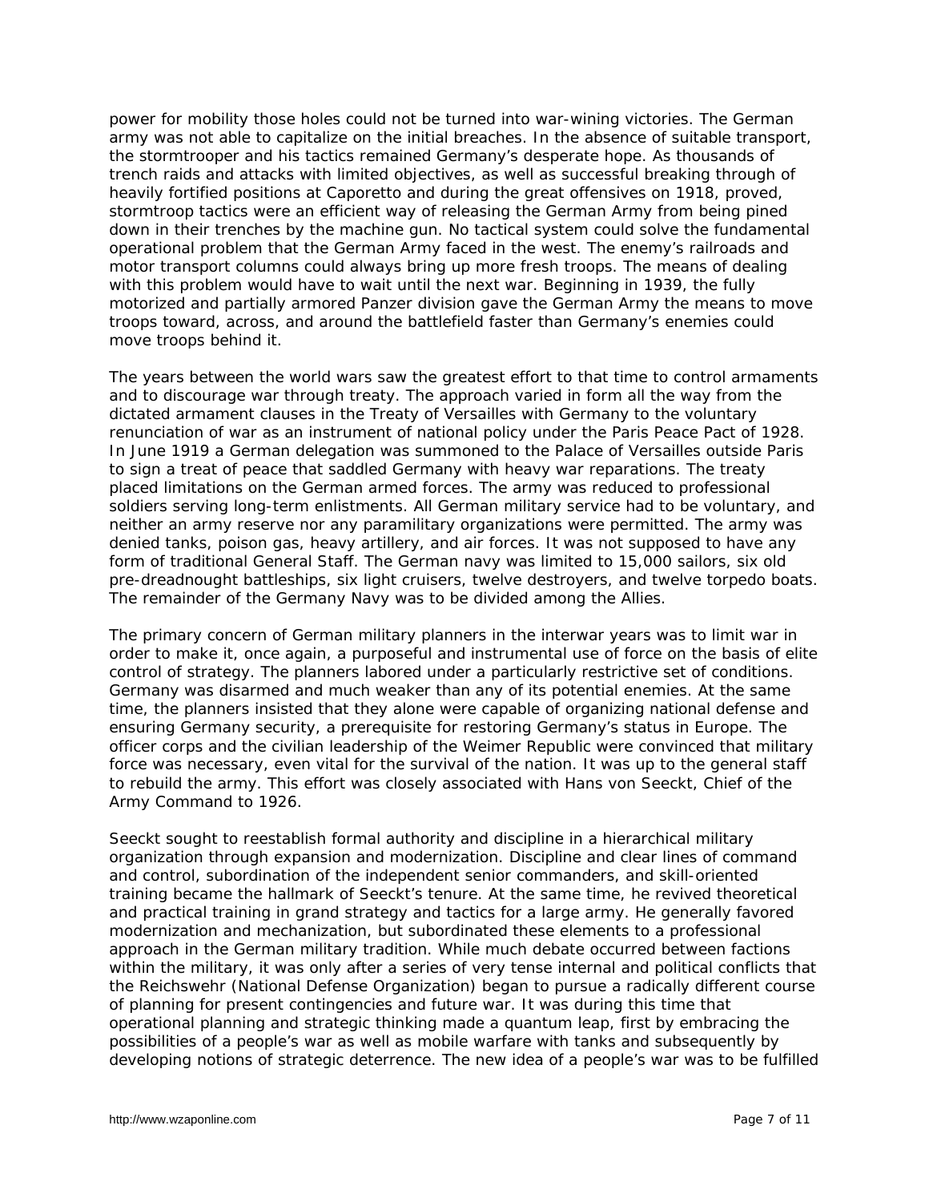power for mobility those holes could not be turned into war-wining victories. The German army was not able to capitalize on the initial breaches. In the absence of suitable transport, the stormtrooper and his tactics remained Germany's desperate hope. As thousands of trench raids and attacks with limited objectives, as well as successful breaking through of heavily fortified positions at Caporetto and during the great offensives on 1918, proved, stormtroop tactics were an efficient way of releasing the German Army from being pined down in their trenches by the machine gun. No tactical system could solve the fundamental operational problem that the German Army faced in the west. The enemy's railroads and motor transport columns could always bring up more fresh troops. The means of dealing with this problem would have to wait until the next war. Beginning in 1939, the fully motorized and partially armored Panzer division gave the German Army the means to move troops toward, across, and around the battlefield faster than Germany's enemies could move troops behind it.

The years between the world wars saw the greatest effort to that time to control armaments and to discourage war through treaty. The approach varied in form all the way from the dictated armament clauses in the Treaty of Versailles with Germany to the voluntary renunciation of war as an instrument of national policy under the Paris Peace Pact of 1928. In June 1919 a German delegation was summoned to the Palace of Versailles outside Paris to sign a treat of peace that saddled Germany with heavy war reparations. The treaty placed limitations on the German armed forces. The army was reduced to professional soldiers serving long-term enlistments. All German military service had to be voluntary, and neither an army reserve nor any paramilitary organizations were permitted. The army was denied tanks, poison gas, heavy artillery, and air forces. It was not supposed to have any form of traditional General Staff. The German navy was limited to 15,000 sailors, six old pre-dreadnought battleships, six light cruisers, twelve destroyers, and twelve torpedo boats. The remainder of the Germany Navy was to be divided among the Allies.

The primary concern of German military planners in the interwar years was to limit war in order to make it, once again, a purposeful and instrumental use of force on the basis of elite control of strategy. The planners labored under a particularly restrictive set of conditions. Germany was disarmed and much weaker than any of its potential enemies. At the same time, the planners insisted that they alone were capable of organizing national defense and ensuring Germany security, a prerequisite for restoring Germany's status in Europe. The officer corps and the civilian leadership of the Weimar Republic were convinced that military force was necessary, even vital for the survival of the nation. It was up to the general staff to rebuild the army. This effort was closely associated with Hans von Seeckt, Chief of the Army Command to 1926.

Seeckt sought to reestablish formal authority and discipline in a hierarchical military organization through expansion and modernization. Discipline and clear lines of command and control, subordination of the independent senior commanders, and skill-oriented training became the hallmark of Seeckt's tenure. At the same time, he revived theoretical and practical training in grand strategy and tactics for a large army. He generally favored modernization and mechanization, but subordinated these elements to a professional approach in the German military tradition. While much debate occurred between factions within the military, it was only after a series of very tense internal and political conflicts that the Reichswehr (National Defense Organization) began to pursue a radically different course of planning for present contingencies and future war. It was during this time that operational planning and strategic thinking made a quantum leap, first by embracing the possibilities of a people's war as well as mobile warfare with tanks and subsequently by developing notions of strategic deterrence. The new idea of a people's war was to be fulfilled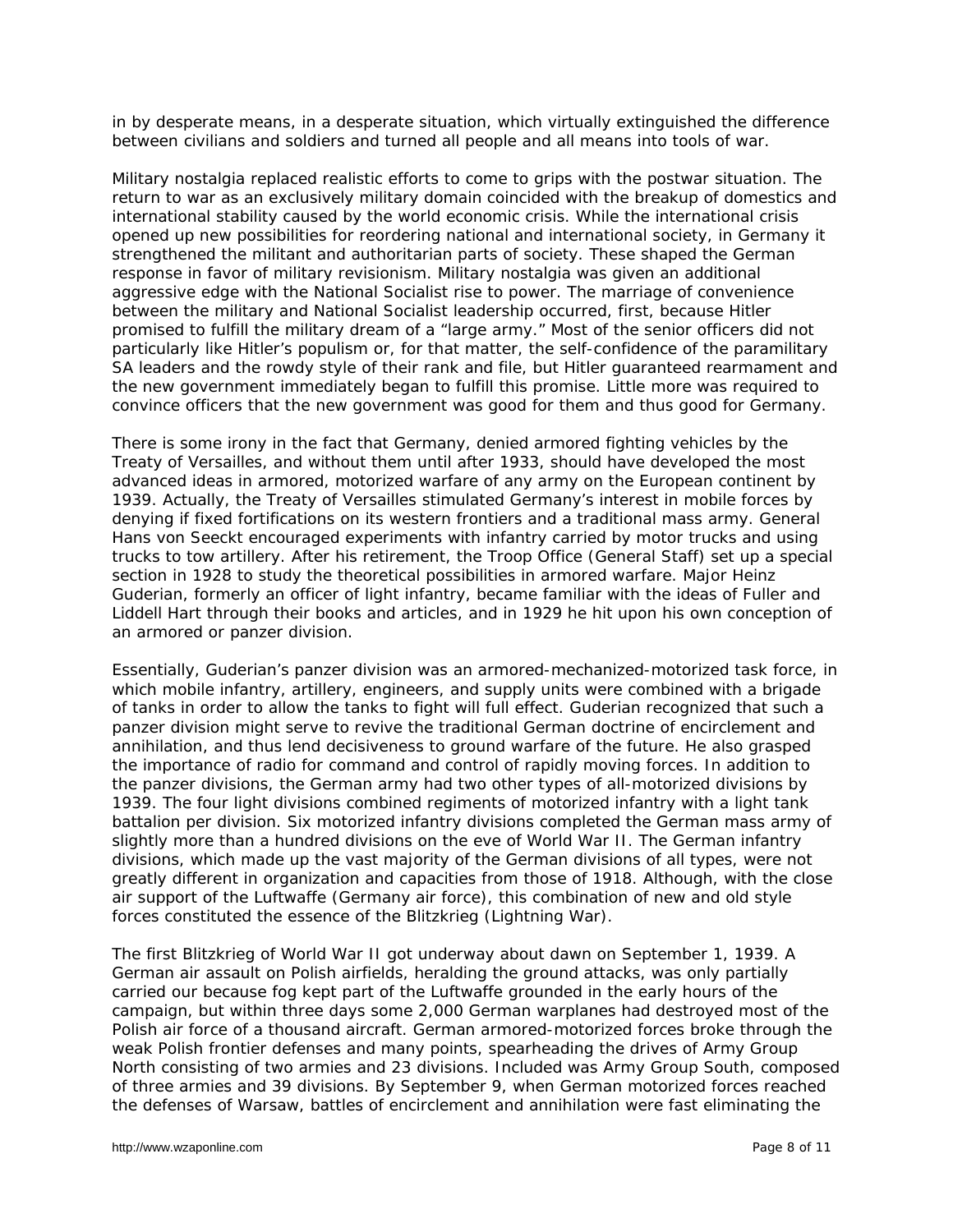in by desperate means, in a desperate situation, which virtually extinguished the difference between civilians and soldiers and turned all people and all means into tools of war.

Military nostalgia replaced realistic efforts to come to grips with the postwar situation. The return to war as an exclusively military domain coincided with the breakup of domestics and international stability caused by the world economic crisis. While the international crisis opened up new possibilities for reordering national and international society, in Germany it strengthened the militant and authoritarian parts of society. These shaped the German response in favor of military revisionism. Military nostalgia was given an additional aggressive edge with the National Socialist rise to power. The marriage of convenience between the military and National Socialist leadership occurred, first, because Hitler promised to fulfill the military dream of a "large army." Most of the senior officers did not particularly like Hitler's populism or, for that matter, the self-confidence of the paramilitary SA leaders and the rowdy style of their rank and file, but Hitler guaranteed rearmament and the new government immediately began to fulfill this promise. Little more was required to convince officers that the new government was good for them and thus good for Germany.

There is some irony in the fact that Germany, denied armored fighting vehicles by the Treaty of Versailles, and without them until after 1933, should have developed the most advanced ideas in armored, motorized warfare of any army on the European continent by 1939. Actually, the Treaty of Versailles stimulated Germany's interest in mobile forces by denying if fixed fortifications on its western frontiers and a traditional mass army. General Hans von Seeckt encouraged experiments with infantry carried by motor trucks and using trucks to tow artillery. After his retirement, the Troop Office (General Staff) set up a special section in 1928 to study the theoretical possibilities in armored warfare. Major Heinz Guderian, formerly an officer of light infantry, became familiar with the ideas of Fuller and Liddell Hart through their books and articles, and in 1929 he hit upon his own conception of an armored or panzer division.

Essentially, Guderian's panzer division was an armored-mechanized-motorized task force, in which mobile infantry, artillery, engineers, and supply units were combined with a brigade of tanks in order to allow the tanks to fight will full effect. Guderian recognized that such a panzer division might serve to revive the traditional German doctrine of encirclement and annihilation, and thus lend decisiveness to ground warfare of the future. He also grasped the importance of radio for command and control of rapidly moving forces. In addition to the panzer divisions, the German army had two other types of all-motorized divisions by 1939. The four light divisions combined regiments of motorized infantry with a light tank battalion per division. Six motorized infantry divisions completed the German mass army of slightly more than a hundred divisions on the eve of World War II. The German infantry divisions, which made up the vast majority of the German divisions of all types, were not greatly different in organization and capacities from those of 1918. Although, with the close air support of the Luftwaffe (Germany air force), this combination of new and old style forces constituted the essence of the Blitzkrieg (Lightning War).

The first Blitzkrieg of World War II got underway about dawn on September 1, 1939. A German air assault on Polish airfields, heralding the ground attacks, was only partially carried our because fog kept part of the Luftwaffe grounded in the early hours of the campaign, but within three days some 2,000 German warplanes had destroyed most of the Polish air force of a thousand aircraft. German armored-motorized forces broke through the weak Polish frontier defenses and many points, spearheading the drives of Army Group North consisting of two armies and 23 divisions. Included was Army Group South, composed of three armies and 39 divisions. By September 9, when German motorized forces reached the defenses of Warsaw, battles of encirclement and annihilation were fast eliminating the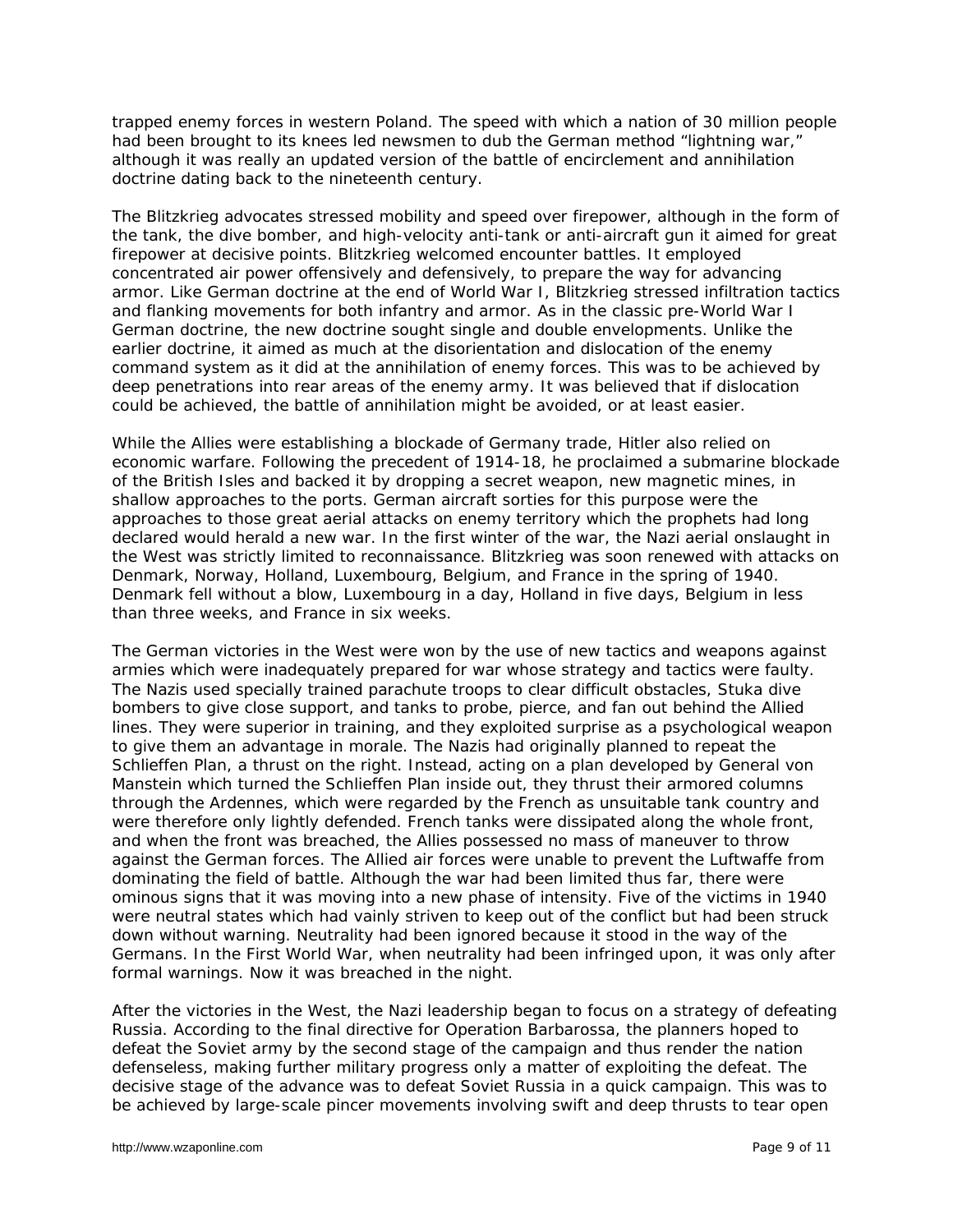trapped enemy forces in western Poland. The speed with which a nation of 30 million people had been brought to its knees led newsmen to dub the German method "lightning war," although it was really an updated version of the battle of encirclement and annihilation doctrine dating back to the nineteenth century.

The Blitzkrieg advocates stressed mobility and speed over firepower, although in the form of the tank, the dive bomber, and high-velocity anti-tank or anti-aircraft gun it aimed for great firepower at decisive points. Blitzkrieg welcomed encounter battles. It employed concentrated air power offensively and defensively, to prepare the way for advancing armor. Like German doctrine at the end of World War I, Blitzkrieg stressed infiltration tactics and flanking movements for both infantry and armor. As in the classic pre-World War I German doctrine, the new doctrine sought single and double envelopments. Unlike the earlier doctrine, it aimed as much at the disorientation and dislocation of the enemy command system as it did at the annihilation of enemy forces. This was to be achieved by deep penetrations into rear areas of the enemy army. It was believed that if dislocation could be achieved, the battle of annihilation might be avoided, or at least easier.

While the Allies were establishing a blockade of Germany trade, Hitler also relied on economic warfare. Following the precedent of 1914-18, he proclaimed a submarine blockade of the British Isles and backed it by dropping a secret weapon, new magnetic mines, in shallow approaches to the ports. German aircraft sorties for this purpose were the approaches to those great aerial attacks on enemy territory which the prophets had long declared would herald a new war. In the first winter of the war, the Nazi aerial onslaught in the West was strictly limited to reconnaissance. Blitzkrieg was soon renewed with attacks on Denmark, Norway, Holland, Luxembourg, Belgium, and France in the spring of 1940. Denmark fell without a blow, Luxembourg in a day, Holland in five days, Belgium in less than three weeks, and France in six weeks.

The German victories in the West were won by the use of new tactics and weapons against armies which were inadequately prepared for war whose strategy and tactics were faulty. The Nazis used specially trained parachute troops to clear difficult obstacles, Stuka dive bombers to give close support, and tanks to probe, pierce, and fan out behind the Allied lines. They were superior in training, and they exploited surprise as a psychological weapon to give them an advantage in morale. The Nazis had originally planned to repeat the Schlieffen Plan, a thrust on the right. Instead, acting on a plan developed by General von Manstein which turned the Schlieffen Plan inside out, they thrust their armored columns through the Ardennes, which were regarded by the French as unsuitable tank country and were therefore only lightly defended. French tanks were dissipated along the whole front, and when the front was breached, the Allies possessed no mass of maneuver to throw against the German forces. The Allied air forces were unable to prevent the Luftwaffe from dominating the field of battle. Although the war had been limited thus far, there were ominous signs that it was moving into a new phase of intensity. Five of the victims in 1940 were neutral states which had vainly striven to keep out of the conflict but had been struck down without warning. Neutrality had been ignored because it stood in the way of the Germans. In the First World War, when neutrality had been infringed upon, it was only after formal warnings. Now it was breached in the night.

After the victories in the West, the Nazi leadership began to focus on a strategy of defeating Russia. According to the final directive for Operation Barbarossa, the planners hoped to defeat the Soviet army by the second stage of the campaign and thus render the nation defenseless, making further military progress only a matter of exploiting the defeat. The decisive stage of the advance was to defeat Soviet Russia in a quick campaign. This was to be achieved by large-scale pincer movements involving swift and deep thrusts to tear open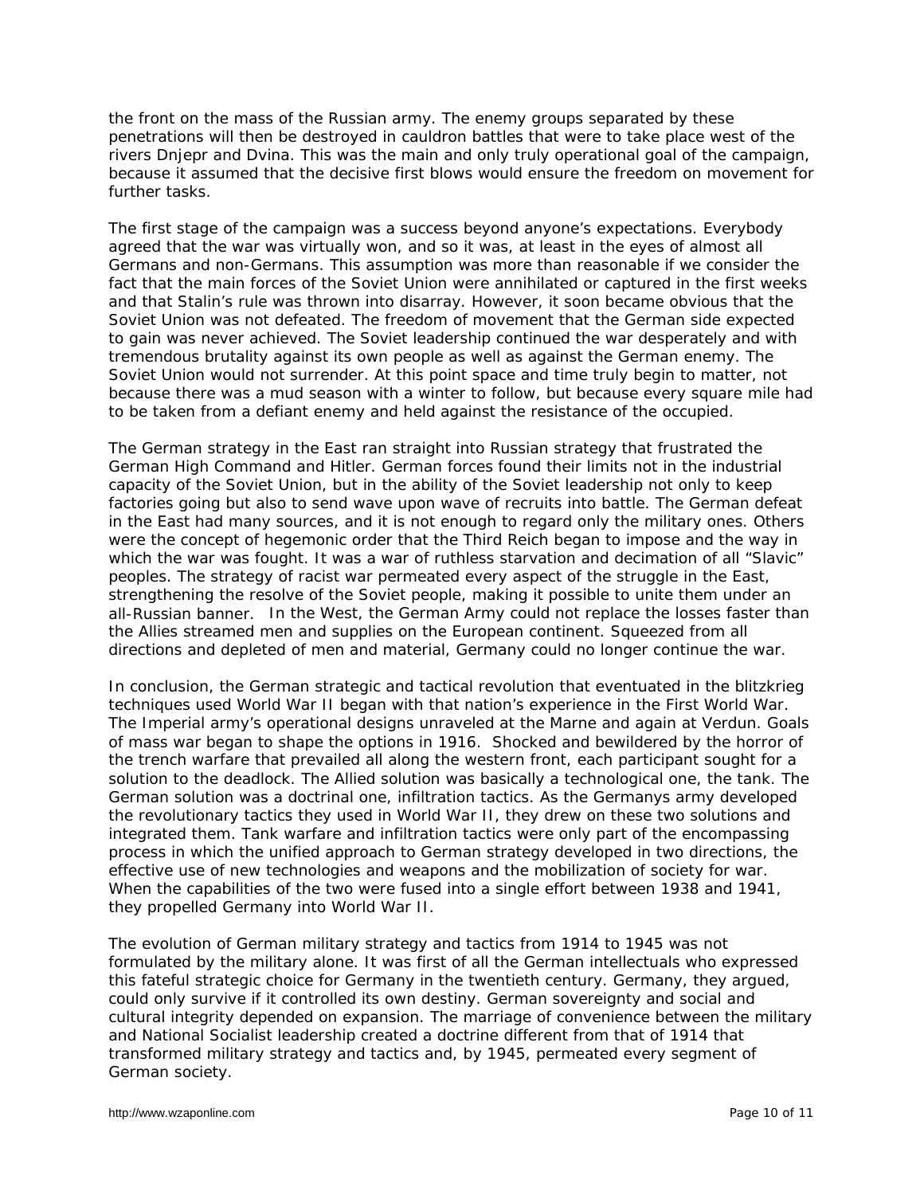the front on the mass of the Russian army. The enemy groups separated by these penetrations will then be destroyed in cauldron battles that were to take place west of the rivers Dnjepr and Dvina. This was the main and only truly operational goal of the campaign, because it assumed that the decisive first blows would ensure the freedom on movement for further tasks.

The first stage of the campaign was a success beyond anyone's expectations. Everybody agreed that the war was virtually won, and so it was, at least in the eyes of almost all Germans and non-Germans. This assumption was more than reasonable if we consider the fact that the main forces of the Soviet Union were annihilated or captured in the first weeks and that Stalin's rule was thrown into disarray. However, it soon became obvious that the Soviet Union was not defeated. The freedom of movement that the German side expected to gain was never achieved. The Soviet leadership continued the war desperately and with tremendous brutality against its own people as well as against the German enemy. The Soviet Union would not surrender. At this point space and time truly begin to matter, not because there was a mud season with a winter to follow, but because every square mile had to be taken from a defiant enemy and held against the resistance of the occupied.

The German strategy in the East ran straight into Russian strategy that frustrated the German High Command and Hitler. German forces found their limits not in the industrial capacity of the Soviet Union, but in the ability of the Soviet leadership not only to keep factories going but also to send wave upon wave of recruits into battle. The German defeat in the East had many sources, and it is not enough to regard only the military ones. Others were the concept of hegemonic order that the Third Reich began to impose and the way in which the war was fought. It was a war of ruthless starvation and decimation of all "Slavic" peoples. The strategy of racist war permeated every aspect of the struggle in the East, strengthening the resolve of the Soviet people, making it possible to unite them under an all-Russian banner. In the West, the German Army could not replace the losses faster than the Allies streamed men and supplies on the European continent. Squeezed from all directions and depleted of men and material, Germany could no longer continue the war.

In conclusion, the German strategic and tactical revolution that eventuated in the blitzkrieg techniques used World War II began with that nation's experience in the First World War. The Imperial army's operational designs unraveled at the Marne and again at Verdun. Goals of mass war began to shape the options in 1916. Shocked and bewildered by the horror of the trench warfare that prevailed all along the western front, each participant sought for a solution to the deadlock. The Allied solution was basically a technological one, the tank. The German solution was a doctrinal one, infiltration tactics. As the Germanys army developed the revolutionary tactics they used in World War II, they drew on these two solutions and integrated them. Tank warfare and infiltration tactics were only part of the encompassing process in which the unified approach to German strategy developed in two directions, the effective use of new technologies and weapons and the mobilization of society for war. When the capabilities of the two were fused into a single effort between 1938 and 1941, they propelled Germany into World War II.

The evolution of German military strategy and tactics from 1914 to 1945 was not formulated by the military alone. It was first of all the German intellectuals who expressed this fateful strategic choice for Germany in the twentieth century. Germany, they argued, could only survive if it controlled its own destiny. German sovereignty and social and cultural integrity depended on expansion. The marriage of convenience between the military and National Socialist leadership created a doctrine different from that of 1914 that transformed military strategy and tactics and, by 1945, permeated every segment of German society.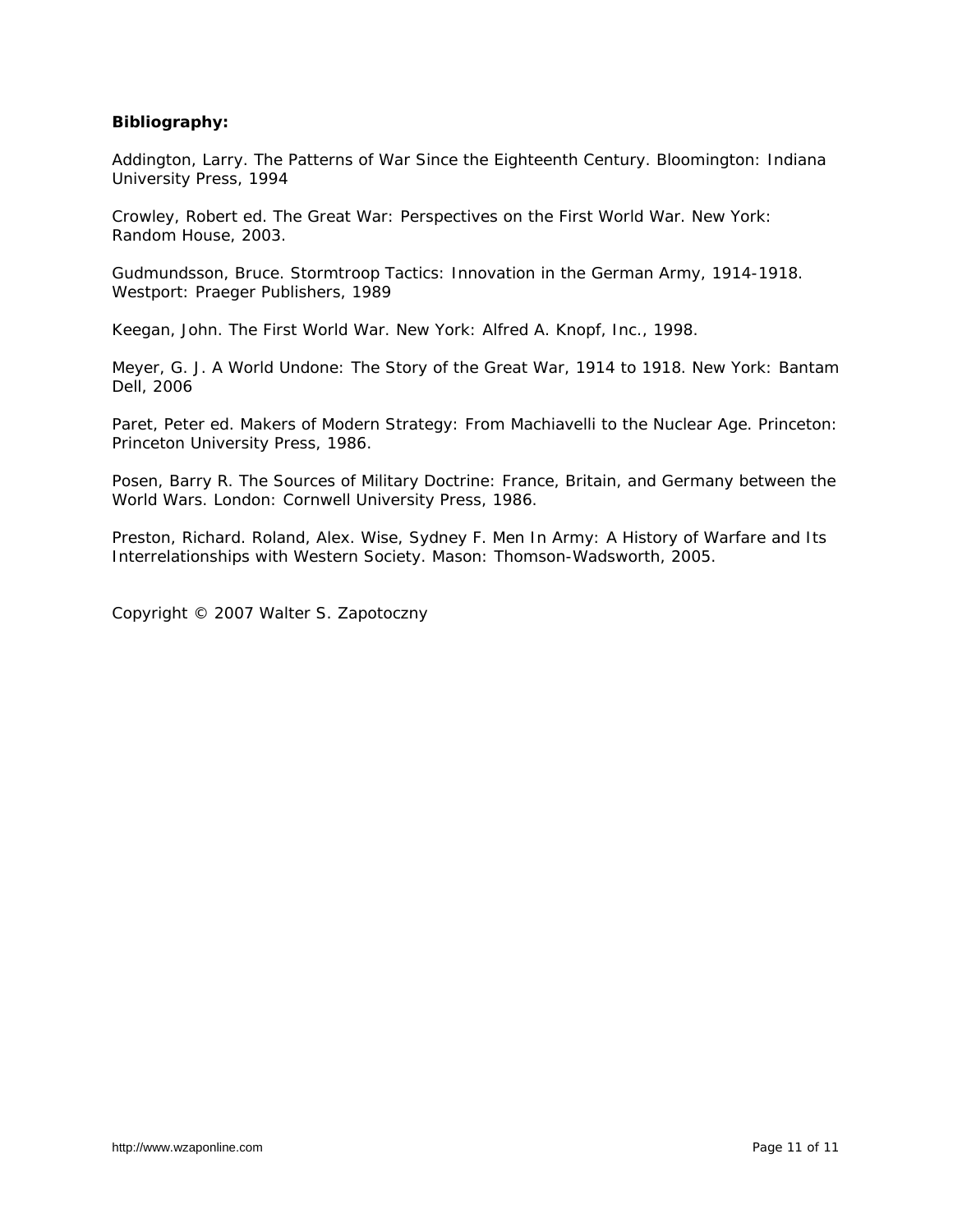**Bibliography:**

Addington, Larry. The Patterns of War Since the Eighteenth Century. Bloomington: Indiana University Press, 1994

Crowley, Robert ed. The Great War: Perspectives on the First World War. New York: Random House, 2003.

Gudmundsson, Bruce. Stormtroop Tactics: Innovation in the German Army, 1914-1918. Westport: Praeger Publishers, 1989

Keegan, John. The First World War. New York: Alfred A. Knopf, Inc., 1998.

Meyer, G. J. A World Undone: The Story of the Great War, 1914 to 1918. New York: Bantam Dell, 2006

Paret, Peter ed. Makers of Modern Strategy: From Machiavelli to the Nuclear Age. Princeton: Princeton University Press, 1986.

Posen, Barry R. The Sources of Military Doctrine: France, Britain, and Germany between the World Wars. London: Cornwell University Press, 1986.

Preston, Richard. Roland, Alex. Wise, Sydney F. Men In Army: A History of Warfare and Its Interrelationships with Western Society. Mason: Thomson-Wadsworth, 2005.

Copyright © 2007 Walter S. Zapotoczny